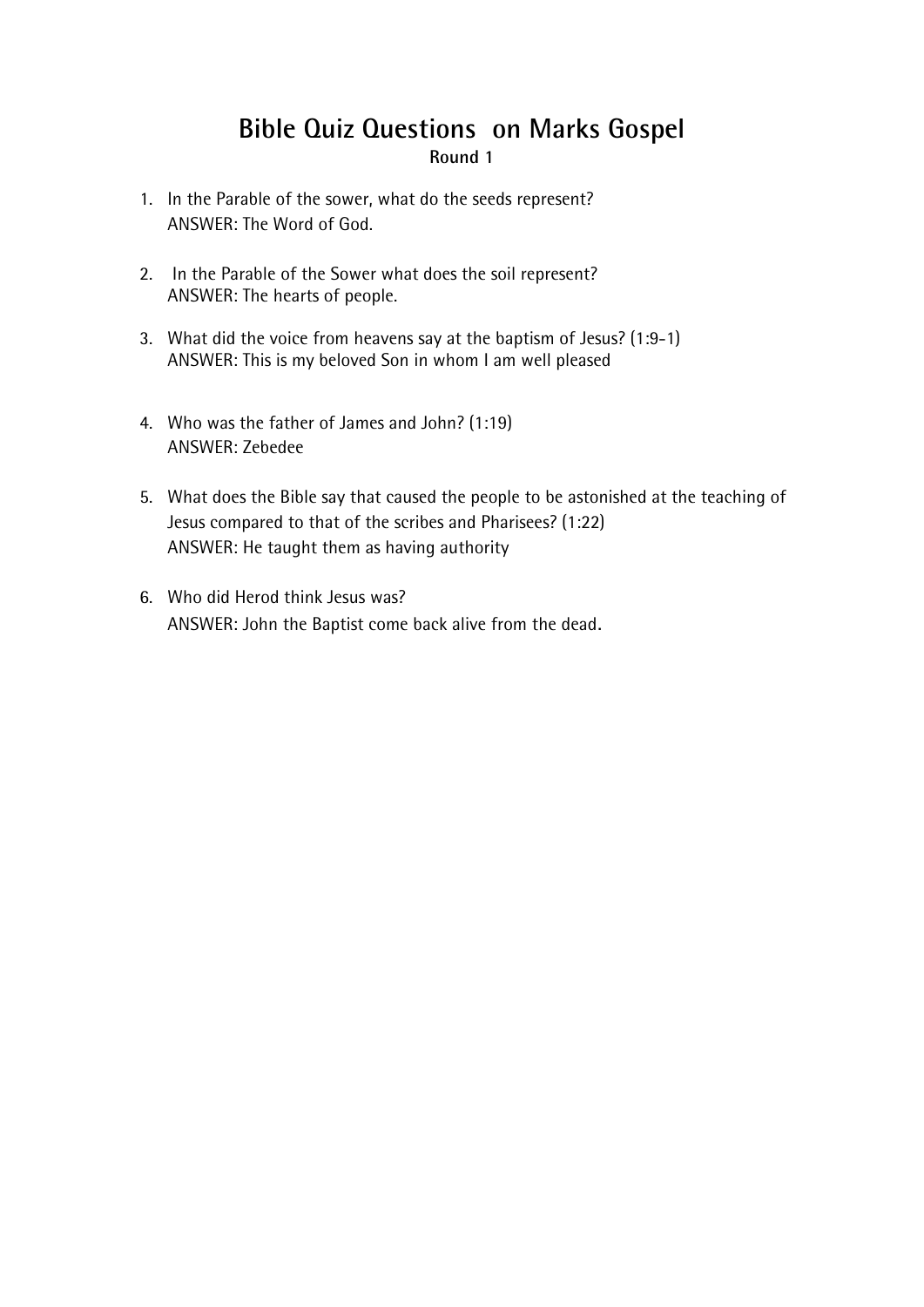# Bible Quiz Questions on Marks Gospel

**Round 1**

1. In the Parable of the sower, what do the seeds represent?
   ANSWER: The Word of God.

2. In the Parable of the Sower what does the soil represent?
   ANSWER: The hearts of people.

3. What did the voice from heavens say at the baptism of Jesus? (1:9-1)
   ANSWER: This is my beloved Son in whom I am well pleased

4. Who was the father of James and John? (1:19)
   ANSWER: Zebedee

5. What does the Bible say that caused the people to be astonished at the teaching of Jesus compared to that of the scribes and Pharisees? (1:22)
   ANSWER: He taught them as having authority

6. Who did Herod think Jesus was?
   ANSWER: John the Baptist come back alive from the dead.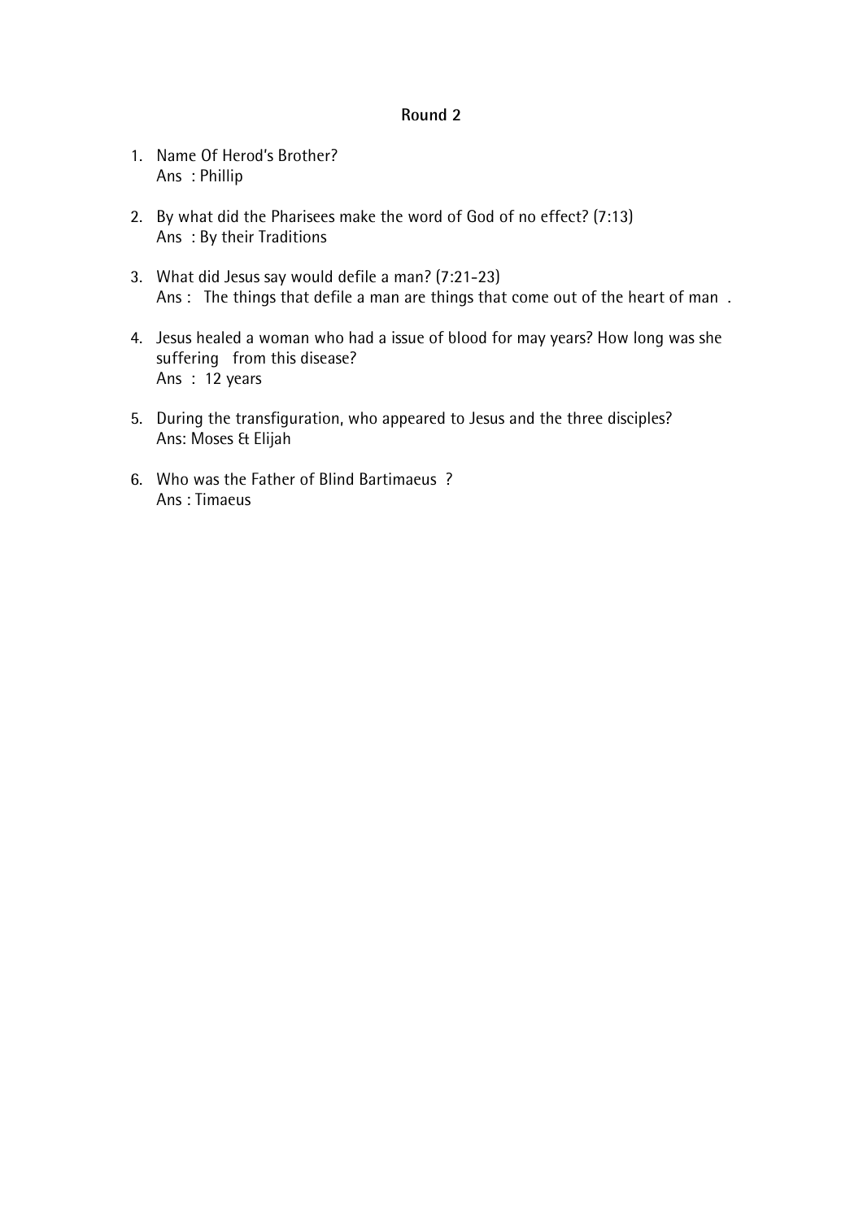**Round 2**

1. Name Of Herod's Brother?
   Ans : Phillip

2. By what did the Pharisees make the word of God of no effect? (7:13)
   Ans : By their Traditions

3. What did Jesus say would defile a man? (7:21-23)
   Ans : The things that defile a man are things that come out of the heart of man .

4. Jesus healed a woman who had a issue of blood for may years? How long was she suffering from this disease?
   Ans : 12 years

5. During the transfiguration, who appeared to Jesus and the three disciples?
   Ans: Moses & Elijah

6. Who was the Father of Blind Bartimaeus ?
   Ans : Timaeus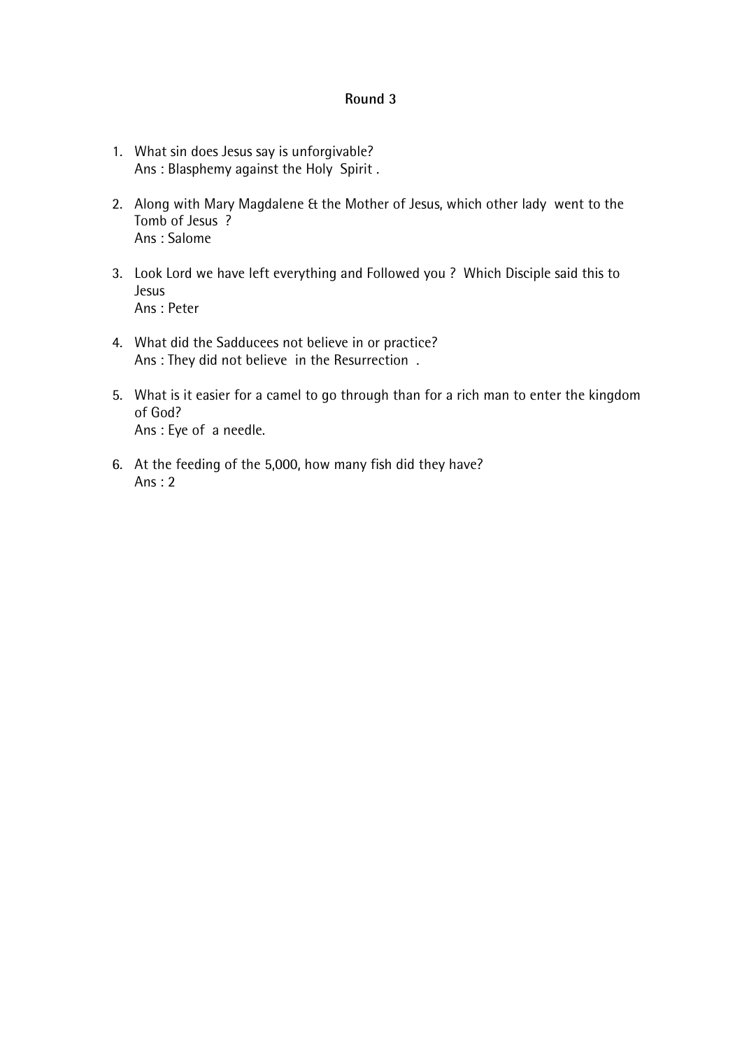**Round 3**

1. What sin does Jesus say is unforgivable?
   Ans : Blasphemy against the Holy Spirit .

2. Along with Mary Magdalene & the Mother of Jesus, which other lady went to the Tomb of Jesus ?
   Ans : Salome

3. Look Lord we have left everything and Followed you ? Which Disciple said this to Jesus
   Ans : Peter

4. What did the Sadducees not believe in or practice?
   Ans : They did not believe in the Resurrection .

5. What is it easier for a camel to go through than for a rich man to enter the kingdom of God?
   Ans : Eye of a needle.

6. At the feeding of the 5,000, how many fish did they have?
   Ans : 2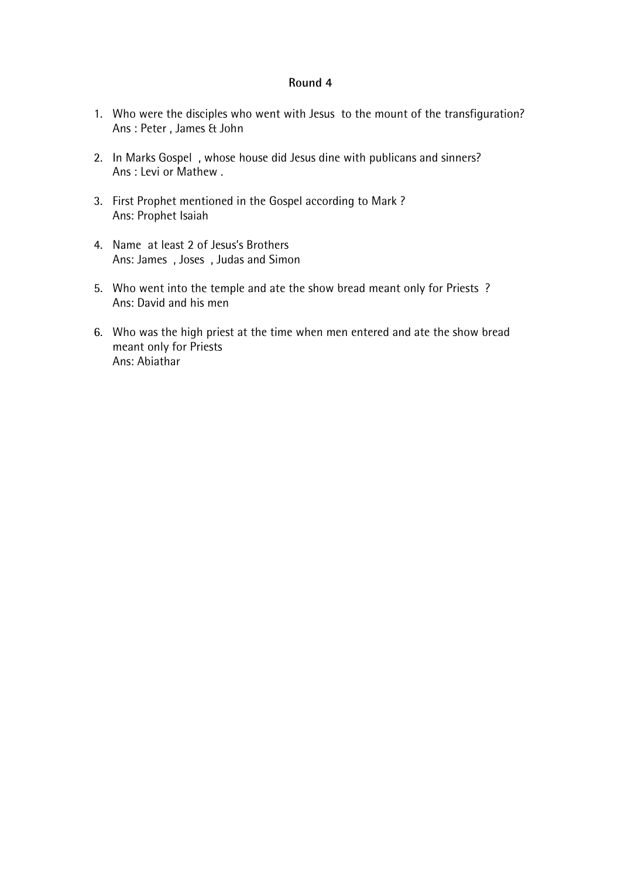**Round 4**

1. Who were the disciples who went with Jesus to the mount of the transfiguration?
   Ans : Peter , James & John

2. In Marks Gospel , whose house did Jesus dine with publicans and sinners?
   Ans : Levi or Mathew .

3. First Prophet mentioned in the Gospel according to Mark ?
   Ans: Prophet Isaiah

4. Name at least 2 of Jesus's Brothers
   Ans: James , Joses , Judas and Simon

5. Who went into the temple and ate the show bread meant only for Priests ?
   Ans: David and his men

6. Who was the high priest at the time when men entered and ate the show bread meant only for Priests
   Ans: Abiathar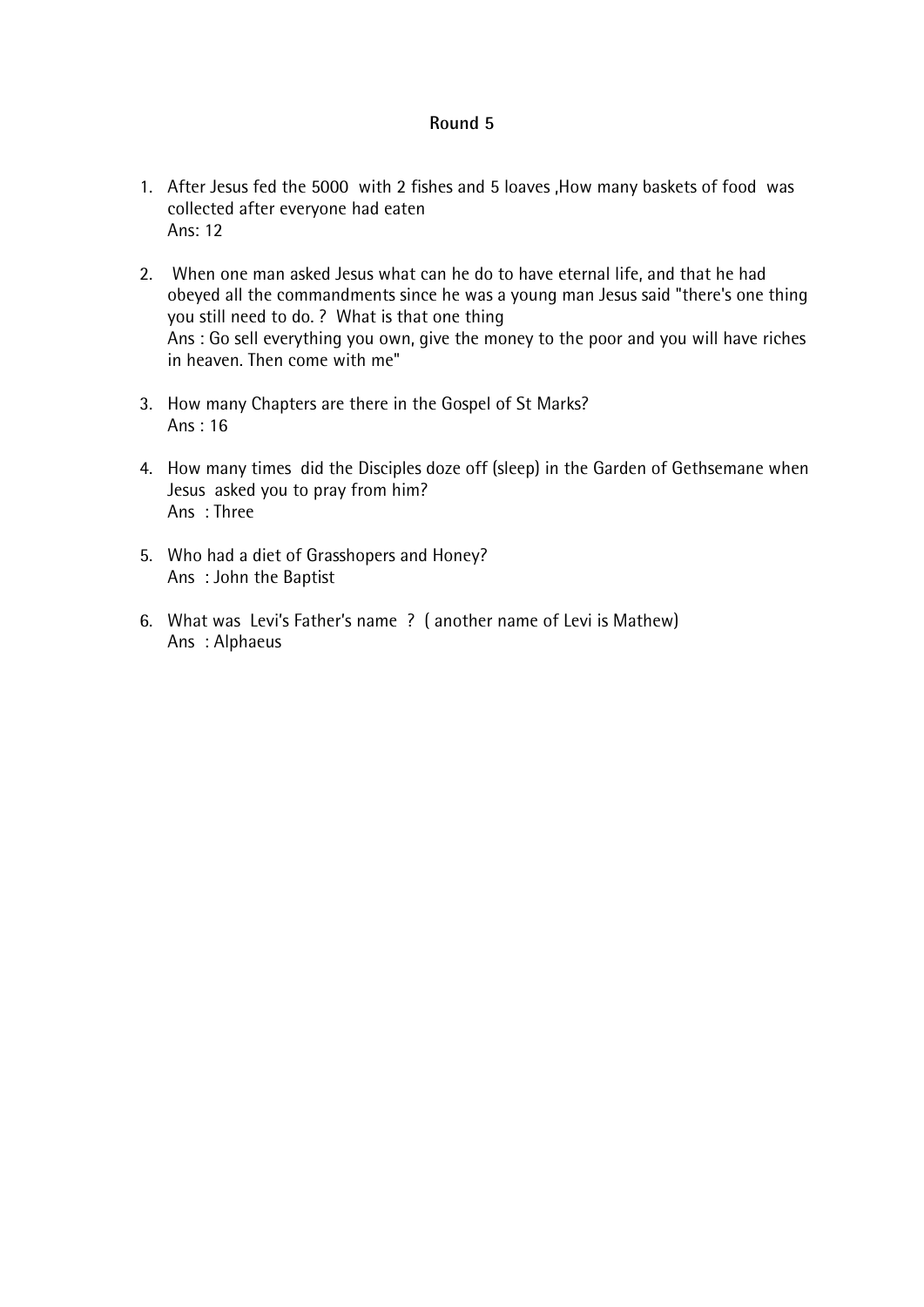**Round 5**

1. After Jesus fed the 5000  with 2 fishes and 5 loaves ,How many baskets of food  was collected after everyone had eaten
   Ans: 12

2. When one man asked Jesus what can he do to have eternal life, and that he had obeyed all the commandments since he was a young man Jesus said "there's one thing you still need to do. ?  What is that one thing
   Ans : Go sell everything you own, give the money to the poor and you will have riches in heaven. Then come with me"

3. How many Chapters are there in the Gospel of St Marks?
   Ans : 16

4. How many times  did the Disciples doze off (sleep) in the Garden of Gethsemane when Jesus  asked you to pray from him?
   Ans  : Three

5. Who had a diet of Grasshopers and Honey?
   Ans  : John the Baptist

6. What was  Levi's Father's name  ?  ( another name of Levi is Mathew)
   Ans  : Alphaeus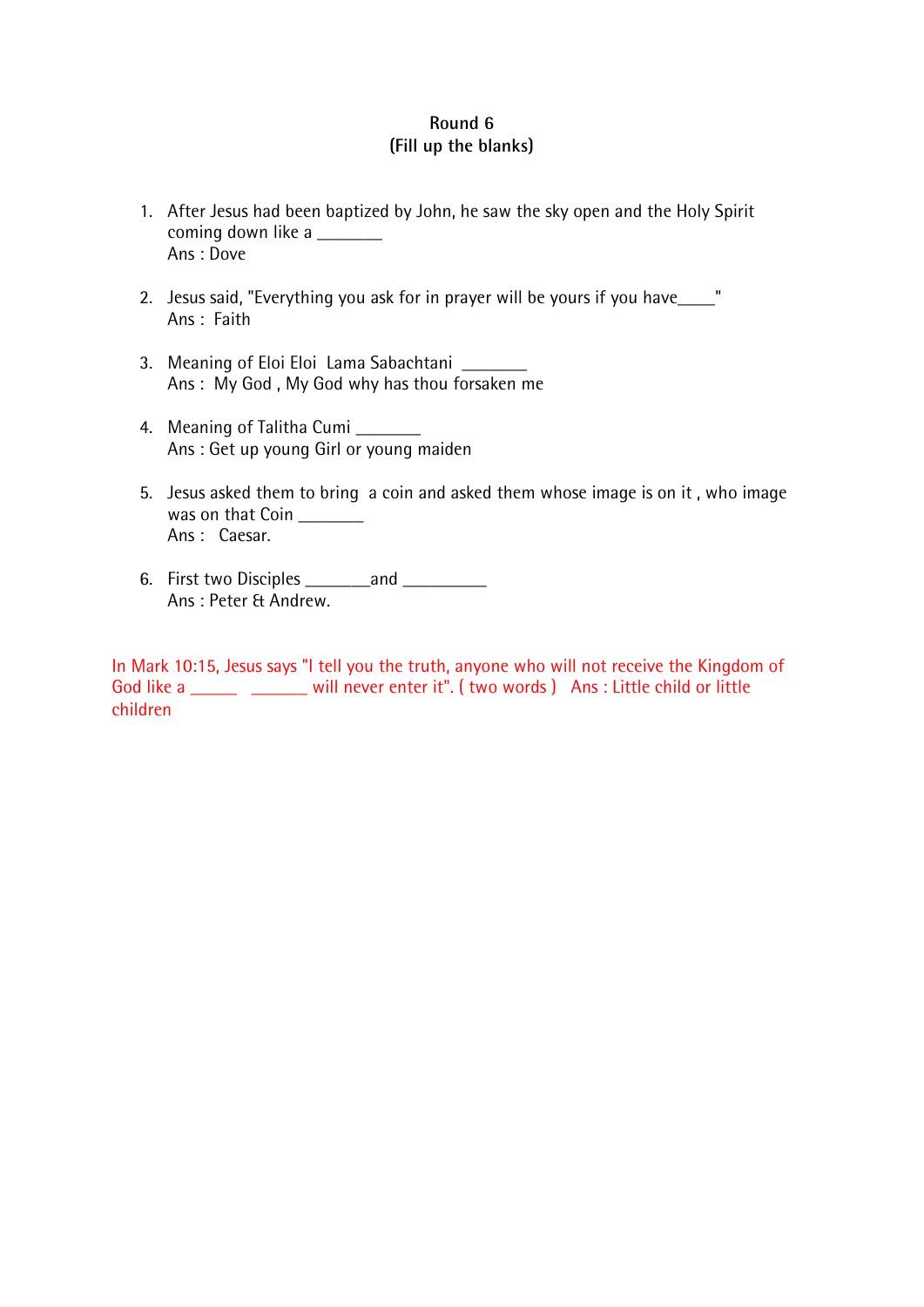**Round 6**
**(Fill up the blanks)**

1. After Jesus had been baptized by John, he saw the sky open and the Holy Spirit coming down like a _______
   Ans : Dove

2. Jesus said, "Everything you ask for in prayer will be yours if you have____"
   Ans :  Faith

3. Meaning of Eloi Eloi  Lama Sabachtani  _______
   Ans :  My God , My God why has thou forsaken me

4. Meaning of Talitha Cumi _______
   Ans : Get up young Girl or young maiden

5. Jesus asked them to bring  a coin and asked them whose image is on it , who image was on that Coin _______
   Ans :   Caesar.

6. First two Disciples _______and _________
   Ans : Peter & Andrew.

In Mark 10:15, Jesus says "I tell you the truth, anyone who will not receive the Kingdom of God like a _____   ______ will never enter it". ( two words )   Ans : Little child or little children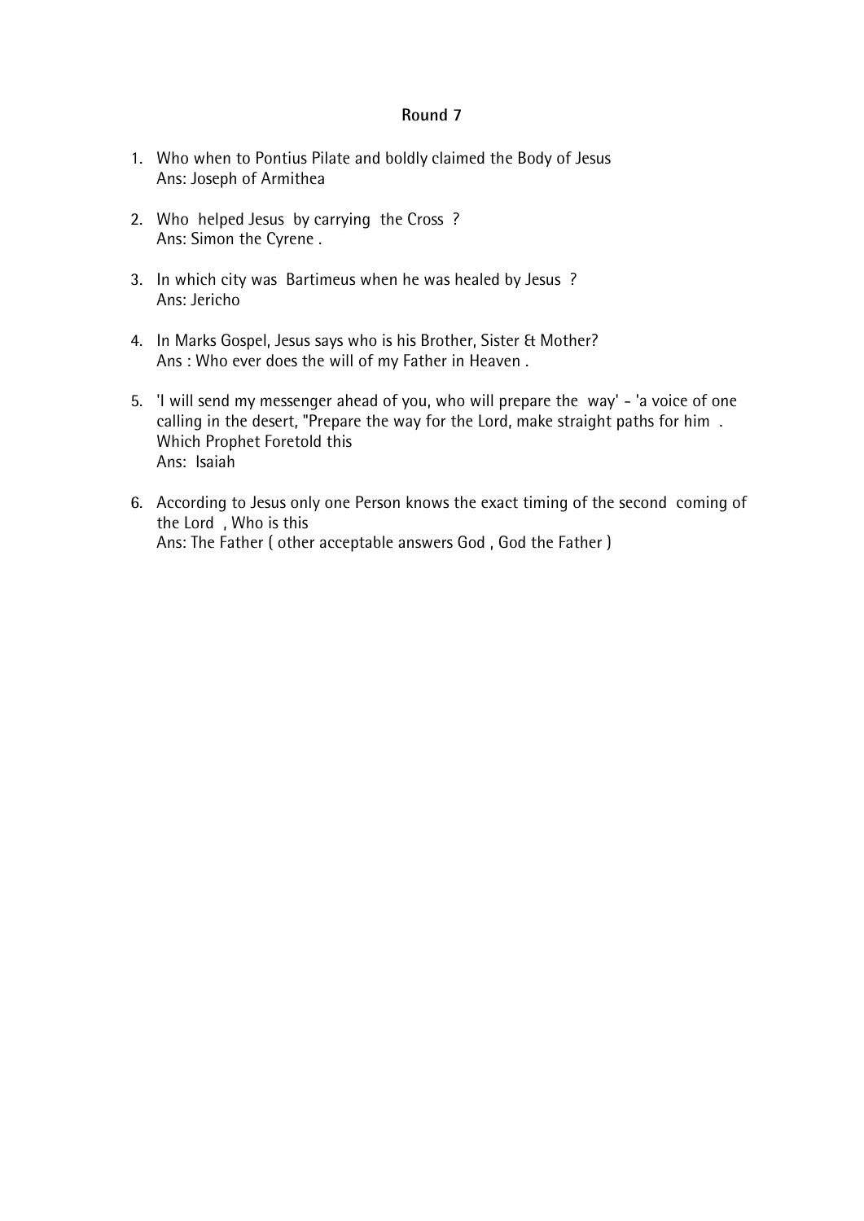**Round 7**

1. Who when to Pontius Pilate and boldly claimed the Body of Jesus
   Ans: Joseph of Armithea

2. Who helped Jesus by carrying the Cross ?
   Ans: Simon the Cyrene .

3. In which city was Bartimeus when he was healed by Jesus ?
   Ans: Jericho

4. In Marks Gospel, Jesus says who is his Brother, Sister & Mother?
   Ans : Who ever does the will of my Father in Heaven .

5. 'I will send my messenger ahead of you, who will prepare the way' - 'a voice of one calling in the desert, "Prepare the way for the Lord, make straight paths for him . Which Prophet Foretold this
   Ans: Isaiah

6. According to Jesus only one Person knows the exact timing of the second coming of the Lord , Who is this
   Ans: The Father ( other acceptable answers God , God the Father )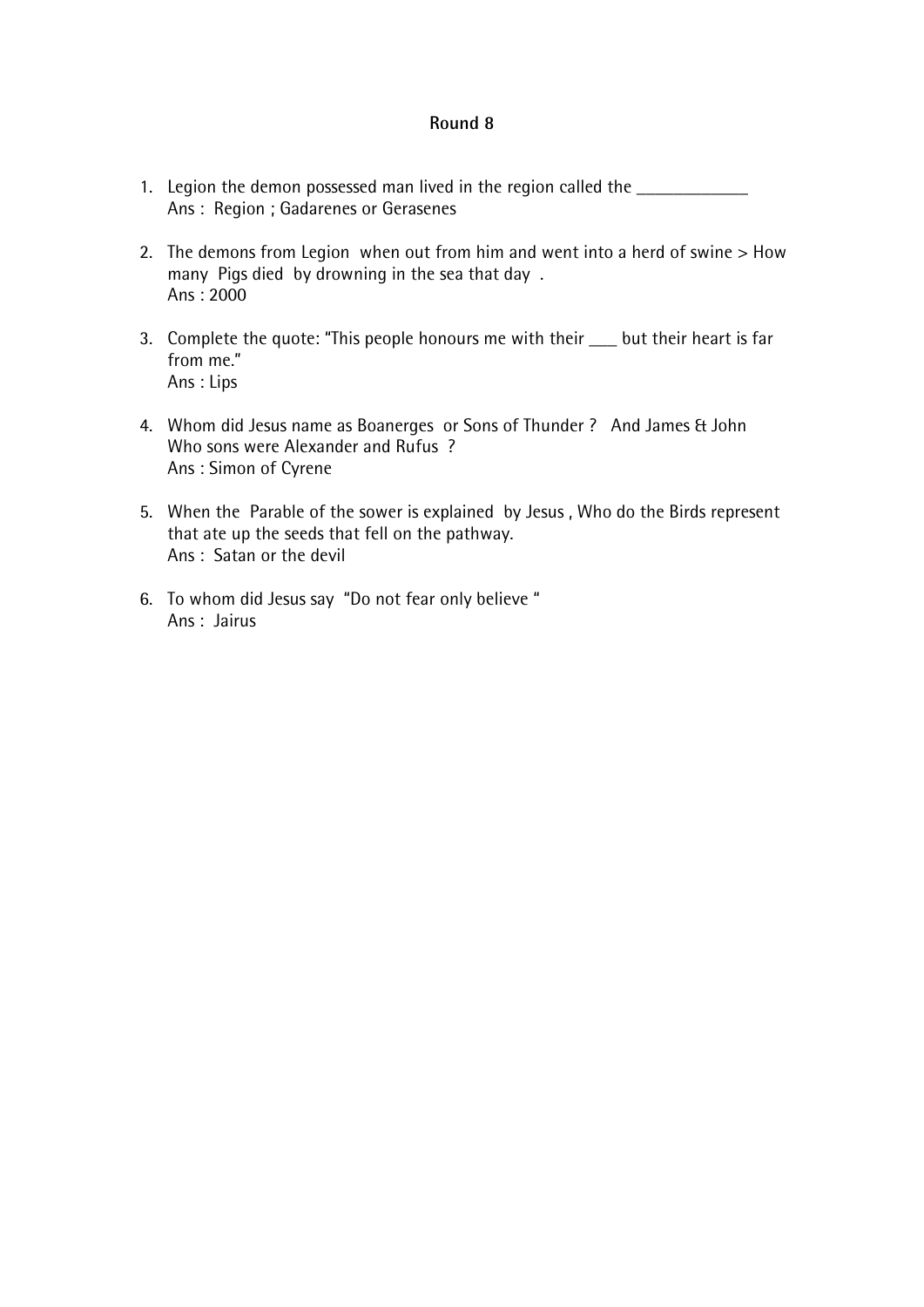**Round 8**

1. Legion the demon possessed man lived in the region called the ____________
   Ans : Region ; Gadarenes or Gerasenes

2. The demons from Legion when out from him and went into a herd of swine > How many Pigs died by drowning in the sea that day .
   Ans : 2000

3. Complete the quote: "This people honours me with their ___ but their heart is far from me."
   Ans : Lips

4. Whom did Jesus name as Boanerges or Sons of Thunder ? And James & John
   Who sons were Alexander and Rufus ?
   Ans : Simon of Cyrene

5. When the Parable of the sower is explained by Jesus , Who do the Birds represent that ate up the seeds that fell on the pathway.
   Ans : Satan or the devil

6. To whom did Jesus say "Do not fear only believe "
   Ans : Jairus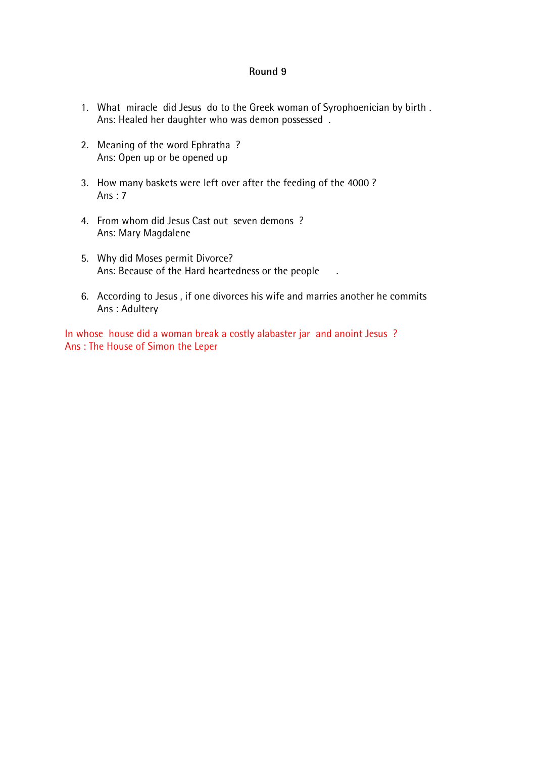**Round 9**

1. What miracle did Jesus do to the Greek woman of Syrophoenician by birth .
   Ans: Healed her daughter who was demon possessed .

2. Meaning of the word Ephratha ?
   Ans: Open up or be opened up

3. How many baskets were left over after the feeding of the 4000 ?
   Ans : 7

4. From whom did Jesus Cast out seven demons ?
   Ans: Mary Magdalene

5. Why did Moses permit Divorce?
   Ans: Because of the Hard heartedness or the people .

6. According to Jesus , if one divorces his wife and marries another he commits
   Ans : Adultery

In whose house did a woman break a costly alabaster jar and anoint Jesus ?
Ans : The House of Simon the Leper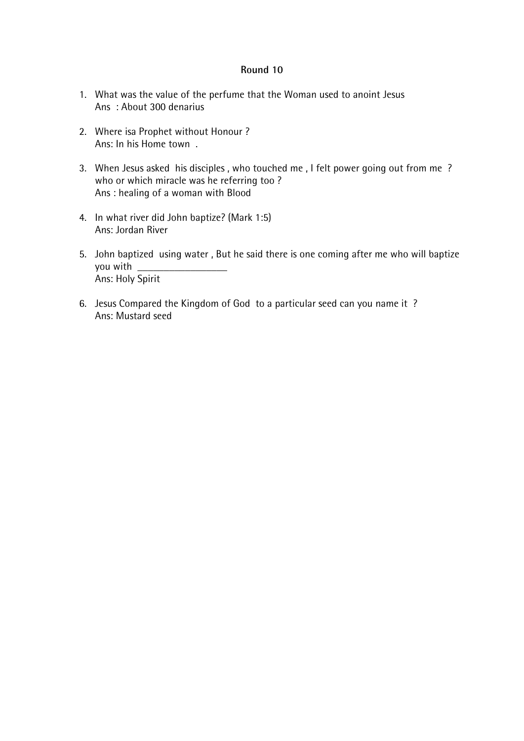**Round 10**

1. What was the value of the perfume that the Woman used to anoint Jesus
   Ans : About 300 denarius

2. Where isa Prophet without Honour ?
   Ans: In his Home town .

3. When Jesus asked his disciples , who touched me , I felt power going out from me ? who or which miracle was he referring too ?
   Ans : healing of a woman with Blood

4. In what river did John baptize? (Mark 1:5)
   Ans: Jordan River

5. John baptized using water , But he said there is one coming after me who will baptize you with _________________
   Ans: Holy Spirit

6. Jesus Compared the Kingdom of God to a particular seed can you name it ?
   Ans: Mustard seed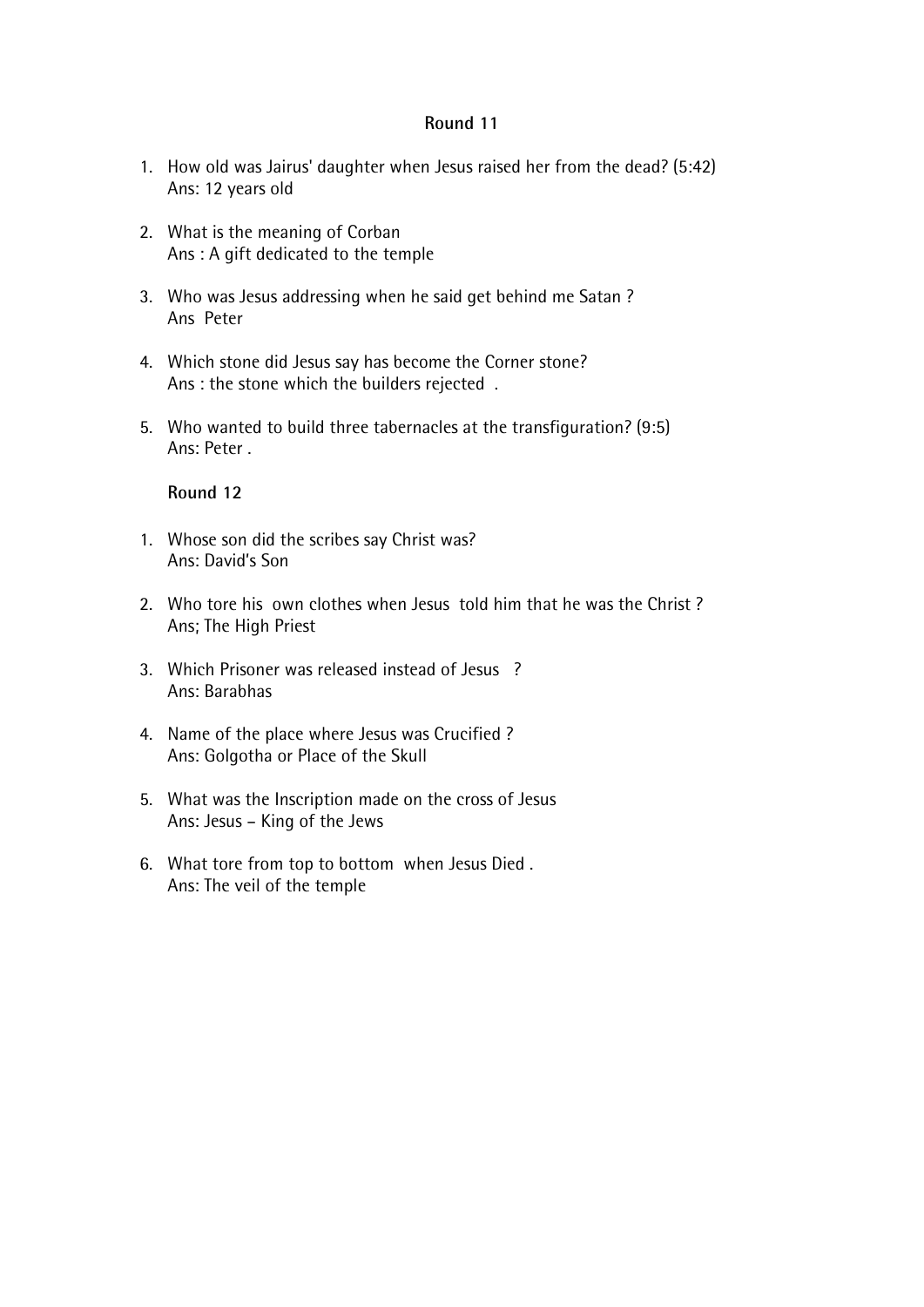**Round 11**

1. How old was Jairus' daughter when Jesus raised her from the dead? (5:42)
   Ans: 12 years old

2. What is the meaning of Corban
   Ans : A gift dedicated to the temple

3. Who was Jesus addressing when he said get behind me Satan ?
   Ans Peter

4. Which stone did Jesus say has become the Corner stone?
   Ans : the stone which the builders rejected .

5. Who wanted to build three tabernacles at the transfiguration? (9:5)
   Ans: Peter .

**Round 12**

1. Whose son did the scribes say Christ was?
   Ans: David's Son

2. Who tore his own clothes when Jesus told him that he was the Christ ?
   Ans; The High Priest

3. Which Prisoner was released instead of Jesus ?
   Ans: Barabhas

4. Name of the place where Jesus was Crucified ?
   Ans: Golgotha or Place of the Skull

5. What was the Inscription made on the cross of Jesus
   Ans: Jesus – King of the Jews

6. What tore from top to bottom when Jesus Died .
   Ans: The veil of the temple